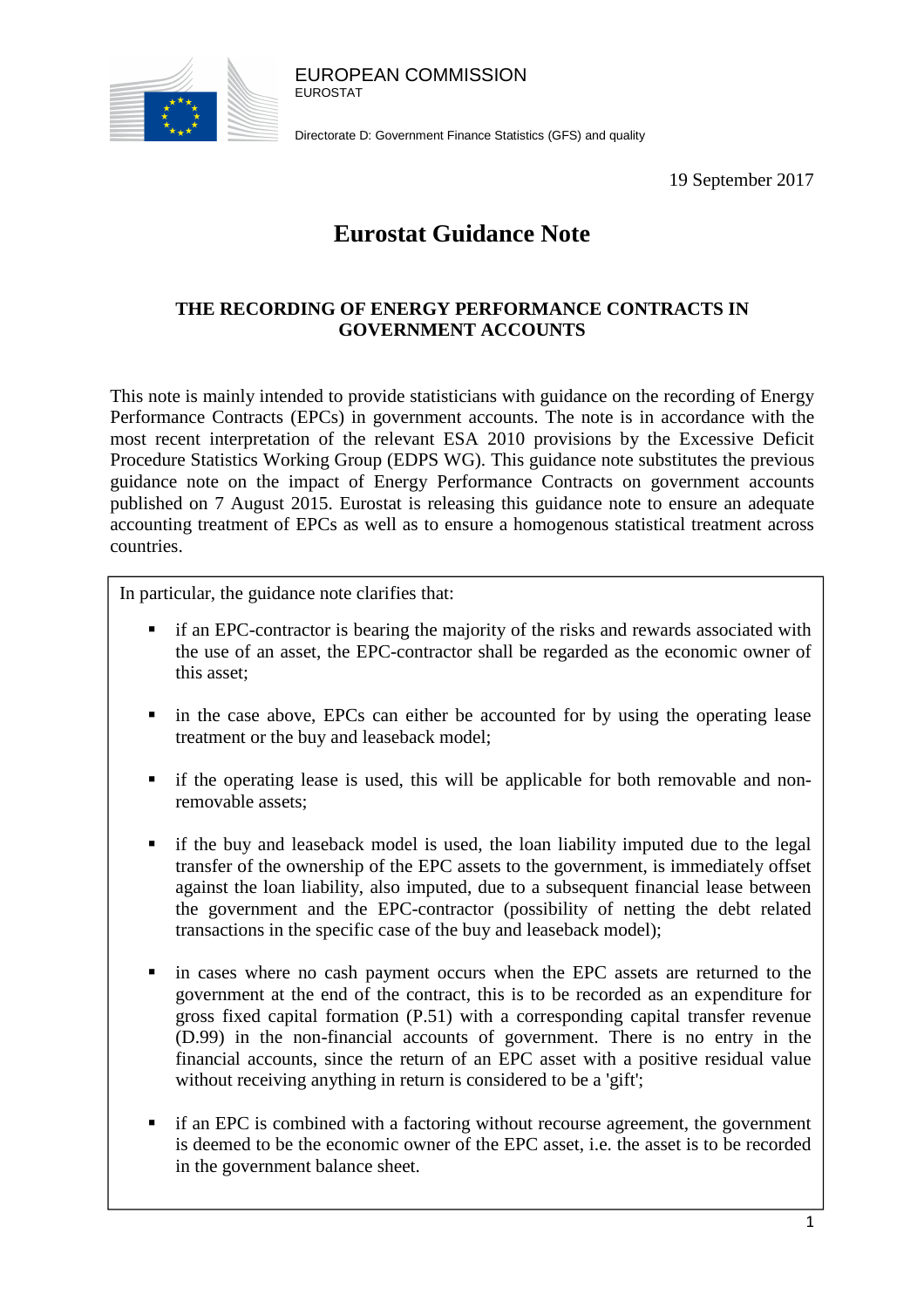EUROPEAN COMMISSION
EUROSTAT

Directorate D: Government Finance Statistics (GFS) and quality

19 September 2017

# Eurostat Guidance Note

## THE RECORDING OF ENERGY PERFORMANCE CONTRACTS IN GOVERNMENT ACCOUNTS

This note is mainly intended to provide statisticians with guidance on the recording of Energy Performance Contracts (EPCs) in government accounts. The note is in accordance with the most recent interpretation of the relevant ESA 2010 provisions by the Excessive Deficit Procedure Statistics Working Group (EDPS WG). This guidance note substitutes the previous guidance note on the impact of Energy Performance Contracts on government accounts published on 7 August 2015. Eurostat is releasing this guidance note to ensure an adequate accounting treatment of EPCs as well as to ensure a homogenous statistical treatment across countries.

In particular, the guidance note clarifies that:

- if an EPC-contractor is bearing the majority of the risks and rewards associated with the use of an asset, the EPC-contractor shall be regarded as the economic owner of this asset;
- in the case above, EPCs can either be accounted for by using the operating lease treatment or the buy and leaseback model;
- if the operating lease is used, this will be applicable for both removable and non-removable assets;
- if the buy and leaseback model is used, the loan liability imputed due to the legal transfer of the ownership of the EPC assets to the government, is immediately offset against the loan liability, also imputed, due to a subsequent financial lease between the government and the EPC-contractor (possibility of netting the debt related transactions in the specific case of the buy and leaseback model);
- in cases where no cash payment occurs when the EPC assets are returned to the government at the end of the contract, this is to be recorded as an expenditure for gross fixed capital formation (P.51) with a corresponding capital transfer revenue (D.99) in the non-financial accounts of government. There is no entry in the financial accounts, since the return of an EPC asset with a positive residual value without receiving anything in return is considered to be a 'gift';
- if an EPC is combined with a factoring without recourse agreement, the government is deemed to be the economic owner of the EPC asset, i.e. the asset is to be recorded in the government balance sheet.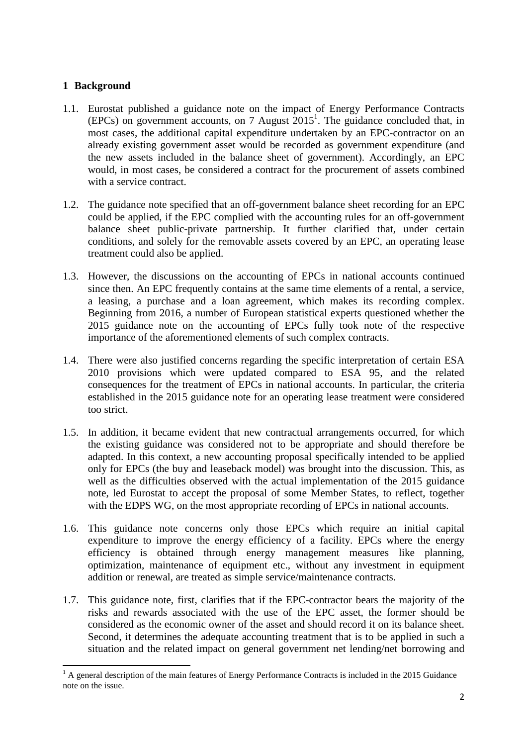## 1 Background

1.1. Eurostat published a guidance note on the impact of Energy Performance Contracts (EPCs) on government accounts, on 7 August 2015[1]. The guidance concluded that, in most cases, the additional capital expenditure undertaken by an EPC-contractor on an already existing government asset would be recorded as government expenditure (and the new assets included in the balance sheet of government). Accordingly, an EPC would, in most cases, be considered a contract for the procurement of assets combined with a service contract.

1.2. The guidance note specified that an off-government balance sheet recording for an EPC could be applied, if the EPC complied with the accounting rules for an off-government balance sheet public-private partnership. It further clarified that, under certain conditions, and solely for the removable assets covered by an EPC, an operating lease treatment could also be applied.

1.3. However, the discussions on the accounting of EPCs in national accounts continued since then. An EPC frequently contains at the same time elements of a rental, a service, a leasing, a purchase and a loan agreement, which makes its recording complex. Beginning from 2016, a number of European statistical experts questioned whether the 2015 guidance note on the accounting of EPCs fully took note of the respective importance of the aforementioned elements of such complex contracts.

1.4. There were also justified concerns regarding the specific interpretation of certain ESA 2010 provisions which were updated compared to ESA 95, and the related consequences for the treatment of EPCs in national accounts. In particular, the criteria established in the 2015 guidance note for an operating lease treatment were considered too strict.

1.5. In addition, it became evident that new contractual arrangements occurred, for which the existing guidance was considered not to be appropriate and should therefore be adapted. In this context, a new accounting proposal specifically intended to be applied only for EPCs (the buy and leaseback model) was brought into the discussion. This, as well as the difficulties observed with the actual implementation of the 2015 guidance note, led Eurostat to accept the proposal of some Member States, to reflect, together with the EDPS WG, on the most appropriate recording of EPCs in national accounts.

1.6. This guidance note concerns only those EPCs which require an initial capital expenditure to improve the energy efficiency of a facility. EPCs where the energy efficiency is obtained through energy management measures like planning, optimization, maintenance of equipment etc., without any investment in equipment addition or renewal, are treated as simple service/maintenance contracts.

1.7. This guidance note, first, clarifies that if the EPC-contractor bears the majority of the risks and rewards associated with the use of the EPC asset, the former should be considered as the economic owner of the asset and should record it on its balance sheet. Second, it determines the adequate accounting treatment that is to be applied in such a situation and the related impact on general government net lending/net borrowing and

[1] A general description of the main features of Energy Performance Contracts is included in the 2015 Guidance note on the issue.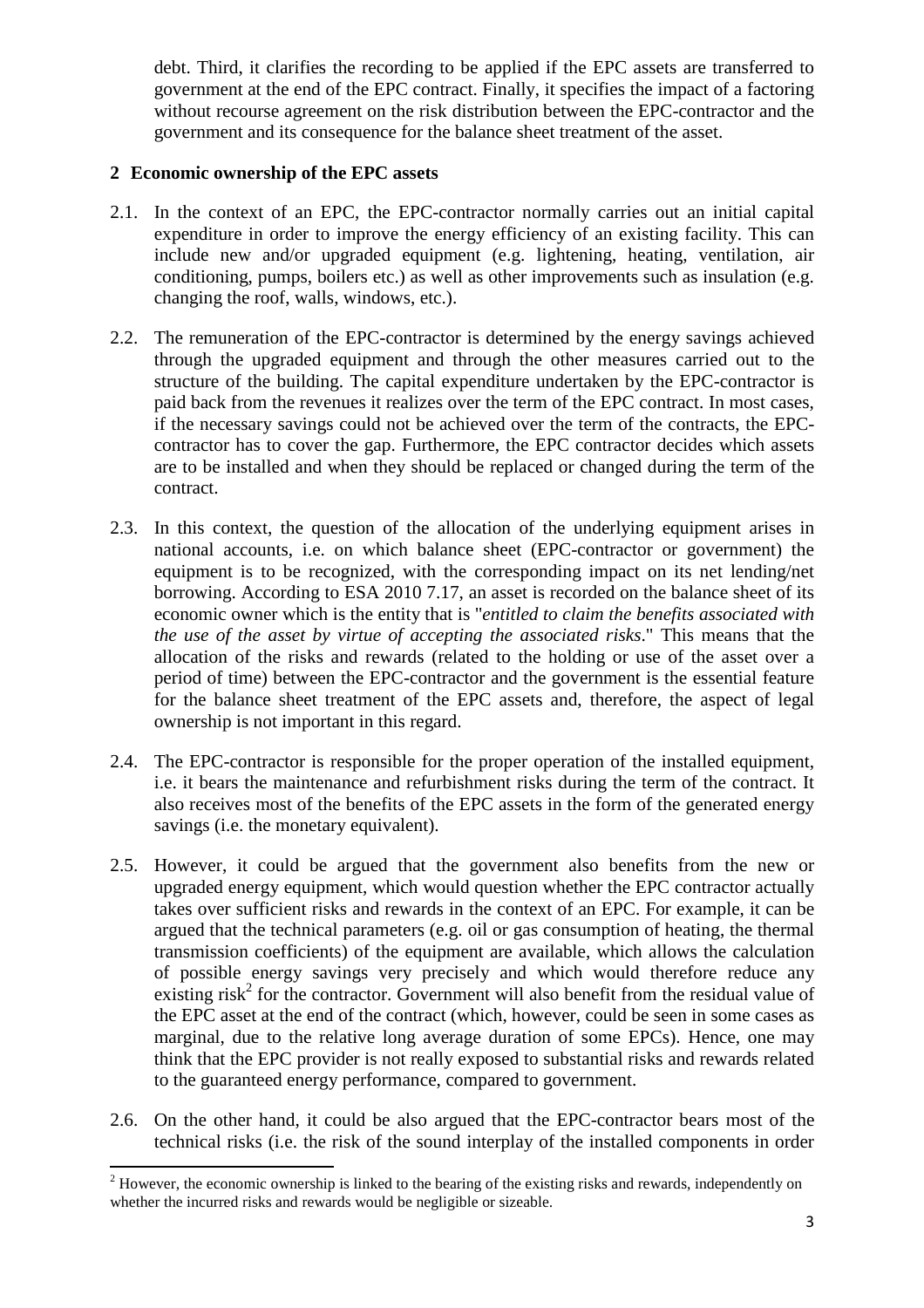debt. Third, it clarifies the recording to be applied if the EPC assets are transferred to government at the end of the EPC contract. Finally, it specifies the impact of a factoring without recourse agreement on the risk distribution between the EPC-contractor and the government and its consequence for the balance sheet treatment of the asset.

## 2 Economic ownership of the EPC assets

2.1. In the context of an EPC, the EPC-contractor normally carries out an initial capital expenditure in order to improve the energy efficiency of an existing facility. This can include new and/or upgraded equipment (e.g. lightening, heating, ventilation, air conditioning, pumps, boilers etc.) as well as other improvements such as insulation (e.g. changing the roof, walls, windows, etc.).

2.2. The remuneration of the EPC-contractor is determined by the energy savings achieved through the upgraded equipment and through the other measures carried out to the structure of the building. The capital expenditure undertaken by the EPC-contractor is paid back from the revenues it realizes over the term of the EPC contract. In most cases, if the necessary savings could not be achieved over the term of the contracts, the EPC-contractor has to cover the gap. Furthermore, the EPC contractor decides which assets are to be installed and when they should be replaced or changed during the term of the contract.

2.3. In this context, the question of the allocation of the underlying equipment arises in national accounts, i.e. on which balance sheet (EPC-contractor or government) the equipment is to be recognized, with the corresponding impact on its net lending/net borrowing. According to ESA 2010 7.17, an asset is recorded on the balance sheet of its economic owner which is the entity that is "*entitled to claim the benefits associated with the use of the asset by virtue of accepting the associated risks*." This means that the allocation of the risks and rewards (related to the holding or use of the asset over a period of time) between the EPC-contractor and the government is the essential feature for the balance sheet treatment of the EPC assets and, therefore, the aspect of legal ownership is not important in this regard.

2.4. The EPC-contractor is responsible for the proper operation of the installed equipment, i.e. it bears the maintenance and refurbishment risks during the term of the contract. It also receives most of the benefits of the EPC assets in the form of the generated energy savings (i.e. the monetary equivalent).

2.5. However, it could be argued that the government also benefits from the new or upgraded energy equipment, which would question whether the EPC contractor actually takes over sufficient risks and rewards in the context of an EPC. For example, it can be argued that the technical parameters (e.g. oil or gas consumption of heating, the thermal transmission coefficients) of the equipment are available, which allows the calculation of possible energy savings very precisely and which would therefore reduce any existing risk[2] for the contractor. Government will also benefit from the residual value of the EPC asset at the end of the contract (which, however, could be seen in some cases as marginal, due to the relative long average duration of some EPCs). Hence, one may think that the EPC provider is not really exposed to substantial risks and rewards related to the guaranteed energy performance, compared to government.

2.6. On the other hand, it could be also argued that the EPC-contractor bears most of the technical risks (i.e. the risk of the sound interplay of the installed components in order

[2] However, the economic ownership is linked to the bearing of the existing risks and rewards, independently on whether the incurred risks and rewards would be negligible or sizeable.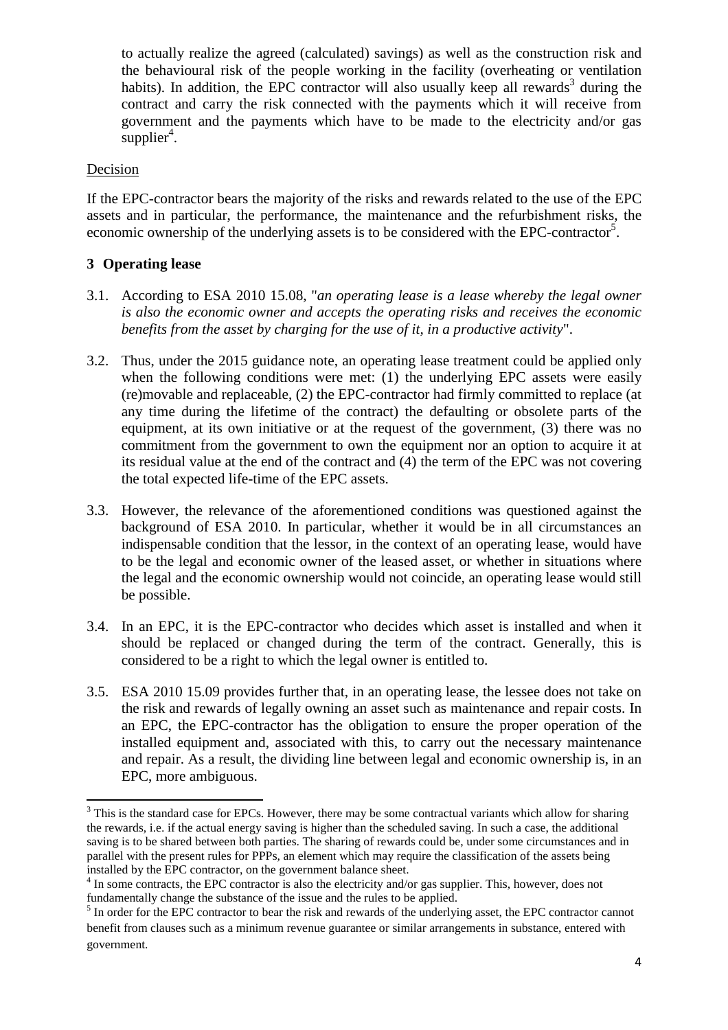to actually realize the agreed (calculated) savings) as well as the construction risk and the behavioural risk of the people working in the facility (overheating or ventilation habits). In addition, the EPC contractor will also usually keep all rewards[3] during the contract and carry the risk connected with the payments which it will receive from government and the payments which have to be made to the electricity and/or gas supplier[4].

Decision

If the EPC-contractor bears the majority of the risks and rewards related to the use of the EPC assets and in particular, the performance, the maintenance and the refurbishment risks, the economic ownership of the underlying assets is to be considered with the EPC-contractor[5].

## 3 Operating lease

3.1. According to ESA 2010 15.08, "*an operating lease is a lease whereby the legal owner is also the economic owner and accepts the operating risks and receives the economic benefits from the asset by charging for the use of it, in a productive activity*".

3.2. Thus, under the 2015 guidance note, an operating lease treatment could be applied only when the following conditions were met: (1) the underlying EPC assets were easily (re)movable and replaceable, (2) the EPC-contractor had firmly committed to replace (at any time during the lifetime of the contract) the defaulting or obsolete parts of the equipment, at its own initiative or at the request of the government, (3) there was no commitment from the government to own the equipment nor an option to acquire it at its residual value at the end of the contract and (4) the term of the EPC was not covering the total expected life-time of the EPC assets.

3.3. However, the relevance of the aforementioned conditions was questioned against the background of ESA 2010. In particular, whether it would be in all circumstances an indispensable condition that the lessor, in the context of an operating lease, would have to be the legal and economic owner of the leased asset, or whether in situations where the legal and the economic ownership would not coincide, an operating lease would still be possible.

3.4. In an EPC, it is the EPC-contractor who decides which asset is installed and when it should be replaced or changed during the term of the contract. Generally, this is considered to be a right to which the legal owner is entitled to.

3.5. ESA 2010 15.09 provides further that, in an operating lease, the lessee does not take on the risk and rewards of legally owning an asset such as maintenance and repair costs. In an EPC, the EPC-contractor has the obligation to ensure the proper operation of the installed equipment and, associated with this, to carry out the necessary maintenance and repair. As a result, the dividing line between legal and economic ownership is, in an EPC, more ambiguous.

---

[3] This is the standard case for EPCs. However, there may be some contractual variants which allow for sharing the rewards, i.e. if the actual energy saving is higher than the scheduled saving. In such a case, the additional saving is to be shared between both parties. The sharing of rewards could be, under some circumstances and in parallel with the present rules for PPPs, an element which may require the classification of the assets being installed by the EPC contractor, on the government balance sheet.

[4] In some contracts, the EPC contractor is also the electricity and/or gas supplier. This, however, does not fundamentally change the substance of the issue and the rules to be applied.

[5] In order for the EPC contractor to bear the risk and rewards of the underlying asset, the EPC contractor cannot benefit from clauses such as a minimum revenue guarantee or similar arrangements in substance, entered with government.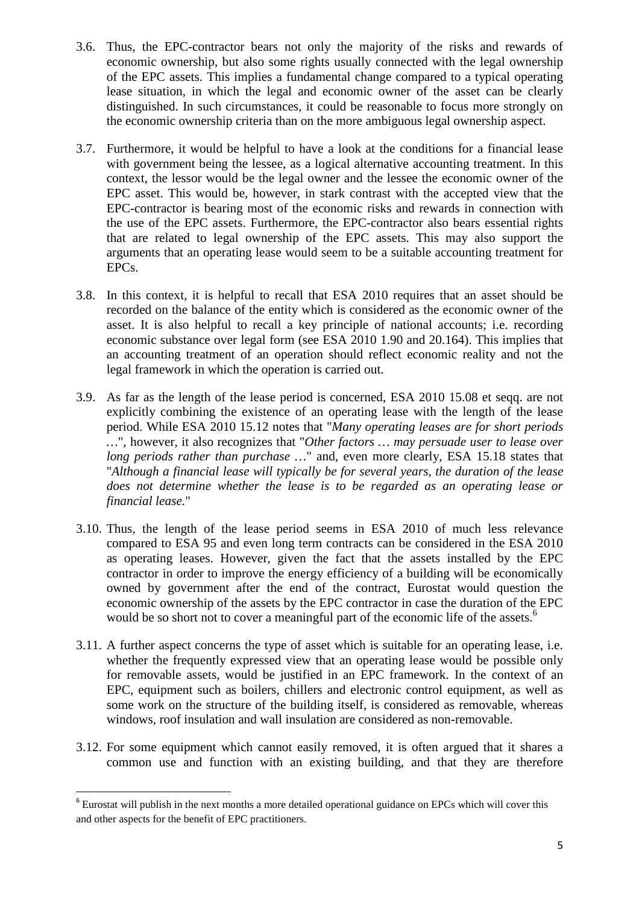3.6. Thus, the EPC-contractor bears not only the majority of the risks and rewards of economic ownership, but also some rights usually connected with the legal ownership of the EPC assets. This implies a fundamental change compared to a typical operating lease situation, in which the legal and economic owner of the asset can be clearly distinguished. In such circumstances, it could be reasonable to focus more strongly on the economic ownership criteria than on the more ambiguous legal ownership aspect.

3.7. Furthermore, it would be helpful to have a look at the conditions for a financial lease with government being the lessee, as a logical alternative accounting treatment. In this context, the lessor would be the legal owner and the lessee the economic owner of the EPC asset. This would be, however, in stark contrast with the accepted view that the EPC-contractor is bearing most of the economic risks and rewards in connection with the use of the EPC assets. Furthermore, the EPC-contractor also bears essential rights that are related to legal ownership of the EPC assets. This may also support the arguments that an operating lease would seem to be a suitable accounting treatment for EPCs.

3.8. In this context, it is helpful to recall that ESA 2010 requires that an asset should be recorded on the balance of the entity which is considered as the economic owner of the asset. It is also helpful to recall a key principle of national accounts; i.e. recording economic substance over legal form (see ESA 2010 1.90 and 20.164). This implies that an accounting treatment of an operation should reflect economic reality and not the legal framework in which the operation is carried out.

3.9. As far as the length of the lease period is concerned, ESA 2010 15.08 et seqq. are not explicitly combining the existence of an operating lease with the length of the lease period. While ESA 2010 15.12 notes that "*Many operating leases are for short periods* …", however, it also recognizes that "*Other factors … may persuade user to lease over long periods rather than purchase* …" and, even more clearly, ESA 15.18 states that "*Although a financial lease will typically be for several years, the duration of the lease does not determine whether the lease is to be regarded as an operating lease or financial lease.*"

3.10. Thus, the length of the lease period seems in ESA 2010 of much less relevance compared to ESA 95 and even long term contracts can be considered in the ESA 2010 as operating leases. However, given the fact that the assets installed by the EPC contractor in order to improve the energy efficiency of a building will be economically owned by government after the end of the contract, Eurostat would question the economic ownership of the assets by the EPC contractor in case the duration of the EPC would be so short not to cover a meaningful part of the economic life of the assets.[6]

3.11. A further aspect concerns the type of asset which is suitable for an operating lease, i.e. whether the frequently expressed view that an operating lease would be possible only for removable assets, would be justified in an EPC framework. In the context of an EPC, equipment such as boilers, chillers and electronic control equipment, as well as some work on the structure of the building itself, is considered as removable, whereas windows, roof insulation and wall insulation are considered as non-removable.

3.12. For some equipment which cannot easily removed, it is often argued that it shares a common use and function with an existing building, and that they are therefore

[6] Eurostat will publish in the next months a more detailed operational guidance on EPCs which will cover this and other aspects for the benefit of EPC practitioners.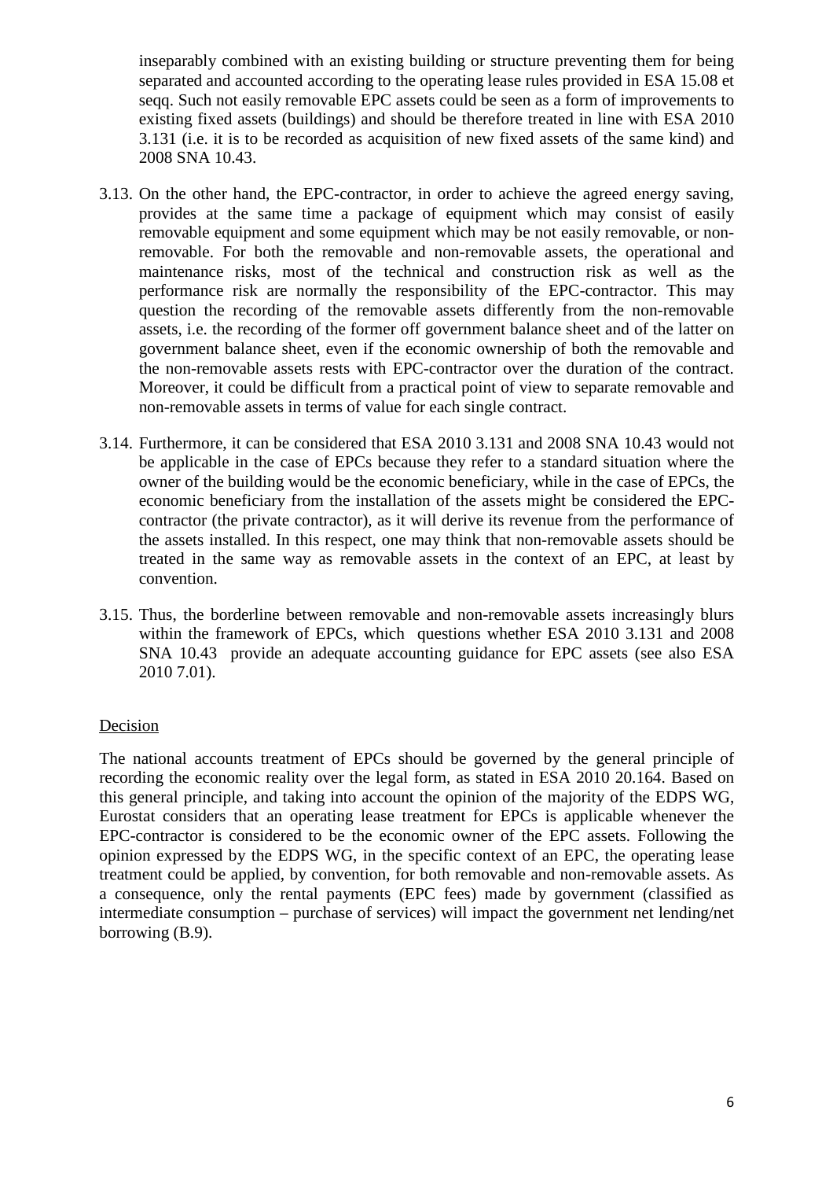inseparably combined with an existing building or structure preventing them for being separated and accounted according to the operating lease rules provided in ESA 15.08 et seqq. Such not easily removable EPC assets could be seen as a form of improvements to existing fixed assets (buildings) and should be therefore treated in line with ESA 2010 3.131 (i.e. it is to be recorded as acquisition of new fixed assets of the same kind) and 2008 SNA 10.43.

3.13. On the other hand, the EPC-contractor, in order to achieve the agreed energy saving, provides at the same time a package of equipment which may consist of easily removable equipment and some equipment which may be not easily removable, or non-removable. For both the removable and non-removable assets, the operational and maintenance risks, most of the technical and construction risk as well as the performance risk are normally the responsibility of the EPC-contractor. This may question the recording of the removable assets differently from the non-removable assets, i.e. the recording of the former off government balance sheet and of the latter on government balance sheet, even if the economic ownership of both the removable and the non-removable assets rests with EPC-contractor over the duration of the contract. Moreover, it could be difficult from a practical point of view to separate removable and non-removable assets in terms of value for each single contract.

3.14. Furthermore, it can be considered that ESA 2010 3.131 and 2008 SNA 10.43 would not be applicable in the case of EPCs because they refer to a standard situation where the owner of the building would be the economic beneficiary, while in the case of EPCs, the economic beneficiary from the installation of the assets might be considered the EPC-contractor (the private contractor), as it will derive its revenue from the performance of the assets installed. In this respect, one may think that non-removable assets should be treated in the same way as removable assets in the context of an EPC, at least by convention.

3.15. Thus, the borderline between removable and non-removable assets increasingly blurs within the framework of EPCs, which questions whether ESA 2010 3.131 and 2008 SNA 10.43 provide an adequate accounting guidance for EPC assets (see also ESA 2010 7.01).

Decision

The national accounts treatment of EPCs should be governed by the general principle of recording the economic reality over the legal form, as stated in ESA 2010 20.164. Based on this general principle, and taking into account the opinion of the majority of the EDPS WG, Eurostat considers that an operating lease treatment for EPCs is applicable whenever the EPC-contractor is considered to be the economic owner of the EPC assets. Following the opinion expressed by the EDPS WG, in the specific context of an EPC, the operating lease treatment could be applied, by convention, for both removable and non-removable assets. As a consequence, only the rental payments (EPC fees) made by government (classified as intermediate consumption – purchase of services) will impact the government net lending/net borrowing (B.9).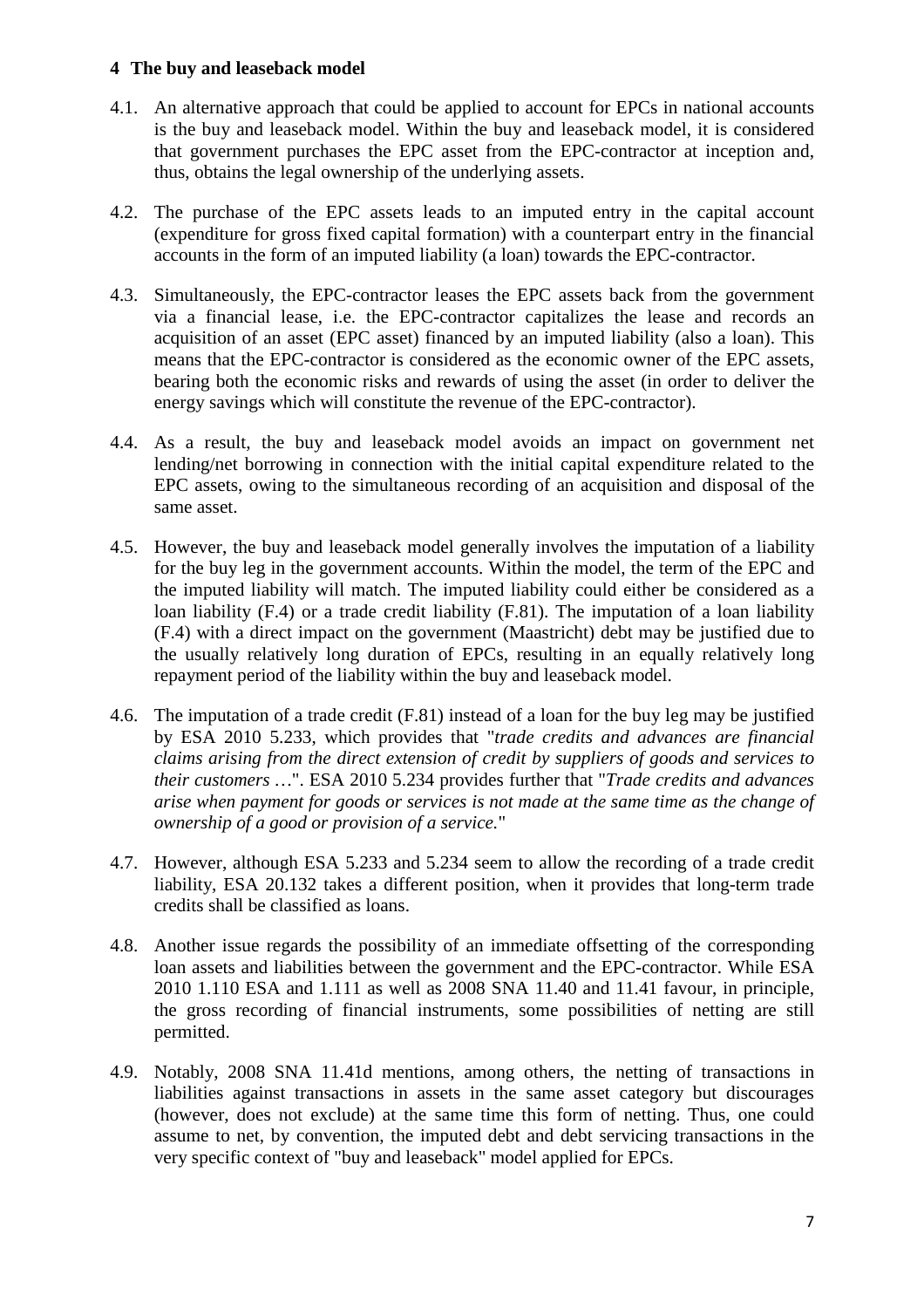## 4 The buy and leaseback model

4.1. An alternative approach that could be applied to account for EPCs in national accounts is the buy and leaseback model. Within the buy and leaseback model, it is considered that government purchases the EPC asset from the EPC-contractor at inception and, thus, obtains the legal ownership of the underlying assets.

4.2. The purchase of the EPC assets leads to an imputed entry in the capital account (expenditure for gross fixed capital formation) with a counterpart entry in the financial accounts in the form of an imputed liability (a loan) towards the EPC-contractor.

4.3. Simultaneously, the EPC-contractor leases the EPC assets back from the government via a financial lease, i.e. the EPC-contractor capitalizes the lease and records an acquisition of an asset (EPC asset) financed by an imputed liability (also a loan). This means that the EPC-contractor is considered as the economic owner of the EPC assets, bearing both the economic risks and rewards of using the asset (in order to deliver the energy savings which will constitute the revenue of the EPC-contractor).

4.4. As a result, the buy and leaseback model avoids an impact on government net lending/net borrowing in connection with the initial capital expenditure related to the EPC assets, owing to the simultaneous recording of an acquisition and disposal of the same asset.

4.5. However, the buy and leaseback model generally involves the imputation of a liability for the buy leg in the government accounts. Within the model, the term of the EPC and the imputed liability will match. The imputed liability could either be considered as a loan liability (F.4) or a trade credit liability (F.81). The imputation of a loan liability (F.4) with a direct impact on the government (Maastricht) debt may be justified due to the usually relatively long duration of EPCs, resulting in an equally relatively long repayment period of the liability within the buy and leaseback model.

4.6. The imputation of a trade credit (F.81) instead of a loan for the buy leg may be justified by ESA 2010 5.233, which provides that "*trade credits and advances are financial claims arising from the direct extension of credit by suppliers of goods and services to their customers* …". ESA 2010 5.234 provides further that "*Trade credits and advances arise when payment for goods or services is not made at the same time as the change of ownership of a good or provision of a service.*"

4.7. However, although ESA 5.233 and 5.234 seem to allow the recording of a trade credit liability, ESA 20.132 takes a different position, when it provides that long-term trade credits shall be classified as loans.

4.8. Another issue regards the possibility of an immediate offsetting of the corresponding loan assets and liabilities between the government and the EPC-contractor. While ESA 2010 1.110 ESA and 1.111 as well as 2008 SNA 11.40 and 11.41 favour, in principle, the gross recording of financial instruments, some possibilities of netting are still permitted.

4.9. Notably, 2008 SNA 11.41d mentions, among others, the netting of transactions in liabilities against transactions in assets in the same asset category but discourages (however, does not exclude) at the same time this form of netting. Thus, one could assume to net, by convention, the imputed debt and debt servicing transactions in the very specific context of "buy and leaseback" model applied for EPCs.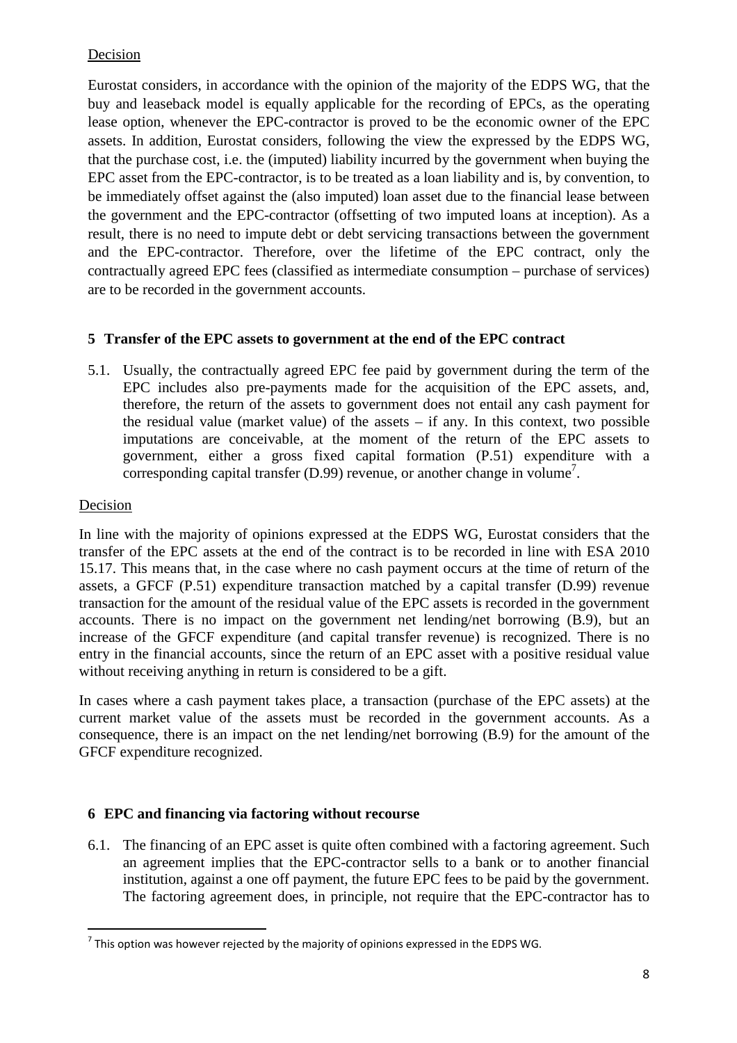Decision

Eurostat considers, in accordance with the opinion of the majority of the EDPS WG, that the buy and leaseback model is equally applicable for the recording of EPCs, as the operating lease option, whenever the EPC-contractor is proved to be the economic owner of the EPC assets. In addition, Eurostat considers, following the view the expressed by the EDPS WG, that the purchase cost, i.e. the (imputed) liability incurred by the government when buying the EPC asset from the EPC-contractor, is to be treated as a loan liability and is, by convention, to be immediately offset against the (also imputed) loan asset due to the financial lease between the government and the EPC-contractor (offsetting of two imputed loans at inception). As a result, there is no need to impute debt or debt servicing transactions between the government and the EPC-contractor. Therefore, over the lifetime of the EPC contract, only the contractually agreed EPC fees (classified as intermediate consumption – purchase of services) are to be recorded in the government accounts.

## 5 Transfer of the EPC assets to government at the end of the EPC contract

5.1. Usually, the contractually agreed EPC fee paid by government during the term of the EPC includes also pre-payments made for the acquisition of the EPC assets, and, therefore, the return of the assets to government does not entail any cash payment for the residual value (market value) of the assets – if any. In this context, two possible imputations are conceivable, at the moment of the return of the EPC assets to government, either a gross fixed capital formation (P.51) expenditure with a corresponding capital transfer (D.99) revenue, or another change in volume[7].

Decision

In line with the majority of opinions expressed at the EDPS WG, Eurostat considers that the transfer of the EPC assets at the end of the contract is to be recorded in line with ESA 2010 15.17. This means that, in the case where no cash payment occurs at the time of return of the assets, a GFCF (P.51) expenditure transaction matched by a capital transfer (D.99) revenue transaction for the amount of the residual value of the EPC assets is recorded in the government accounts. There is no impact on the government net lending/net borrowing (B.9), but an increase of the GFCF expenditure (and capital transfer revenue) is recognized. There is no entry in the financial accounts, since the return of an EPC asset with a positive residual value without receiving anything in return is considered to be a gift.

In cases where a cash payment takes place, a transaction (purchase of the EPC assets) at the current market value of the assets must be recorded in the government accounts. As a consequence, there is an impact on the net lending/net borrowing (B.9) for the amount of the GFCF expenditure recognized.

## 6 EPC and financing via factoring without recourse

6.1. The financing of an EPC asset is quite often combined with a factoring agreement. Such an agreement implies that the EPC-contractor sells to a bank or to another financial institution, against a one off payment, the future EPC fees to be paid by the government. The factoring agreement does, in principle, not require that the EPC-contractor has to

[7] This option was however rejected by the majority of opinions expressed in the EDPS WG.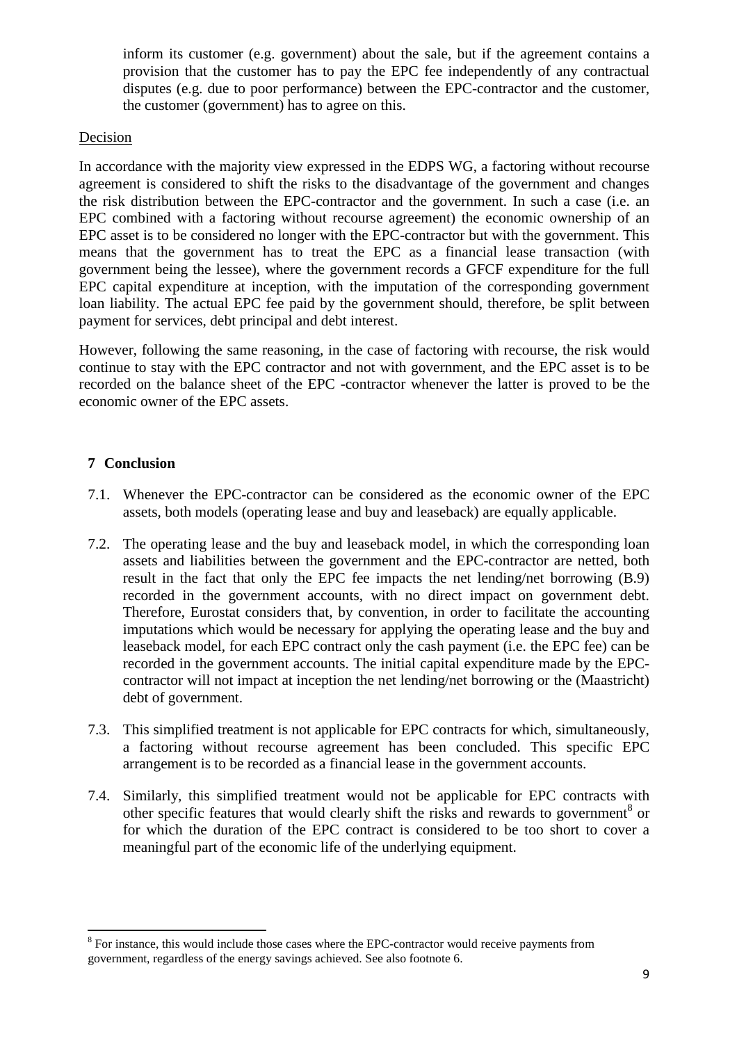inform its customer (e.g. government) about the sale, but if the agreement contains a provision that the customer has to pay the EPC fee independently of any contractual disputes (e.g. due to poor performance) between the EPC-contractor and the customer, the customer (government) has to agree on this.

Decision

In accordance with the majority view expressed in the EDPS WG, a factoring without recourse agreement is considered to shift the risks to the disadvantage of the government and changes the risk distribution between the EPC-contractor and the government. In such a case (i.e. an EPC combined with a factoring without recourse agreement) the economic ownership of an EPC asset is to be considered no longer with the EPC-contractor but with the government. This means that the government has to treat the EPC as a financial lease transaction (with government being the lessee), where the government records a GFCF expenditure for the full EPC capital expenditure at inception, with the imputation of the corresponding government loan liability. The actual EPC fee paid by the government should, therefore, be split between payment for services, debt principal and debt interest.

However, following the same reasoning, in the case of factoring with recourse, the risk would continue to stay with the EPC contractor and not with government, and the EPC asset is to be recorded on the balance sheet of the EPC -contractor whenever the latter is proved to be the economic owner of the EPC assets.

## 7 Conclusion

7.1. Whenever the EPC-contractor can be considered as the economic owner of the EPC assets, both models (operating lease and buy and leaseback) are equally applicable.

7.2. The operating lease and the buy and leaseback model, in which the corresponding loan assets and liabilities between the government and the EPC-contractor are netted, both result in the fact that only the EPC fee impacts the net lending/net borrowing (B.9) recorded in the government accounts, with no direct impact on government debt. Therefore, Eurostat considers that, by convention, in order to facilitate the accounting imputations which would be necessary for applying the operating lease and the buy and leaseback model, for each EPC contract only the cash payment (i.e. the EPC fee) can be recorded in the government accounts. The initial capital expenditure made by the EPC-contractor will not impact at inception the net lending/net borrowing or the (Maastricht) debt of government.

7.3. This simplified treatment is not applicable for EPC contracts for which, simultaneously, a factoring without recourse agreement has been concluded. This specific EPC arrangement is to be recorded as a financial lease in the government accounts.

7.4. Similarly, this simplified treatment would not be applicable for EPC contracts with other specific features that would clearly shift the risks and rewards to government[8] or for which the duration of the EPC contract is considered to be too short to cover a meaningful part of the economic life of the underlying equipment.

[8] For instance, this would include those cases where the EPC-contractor would receive payments from government, regardless of the energy savings achieved. See also footnote 6.